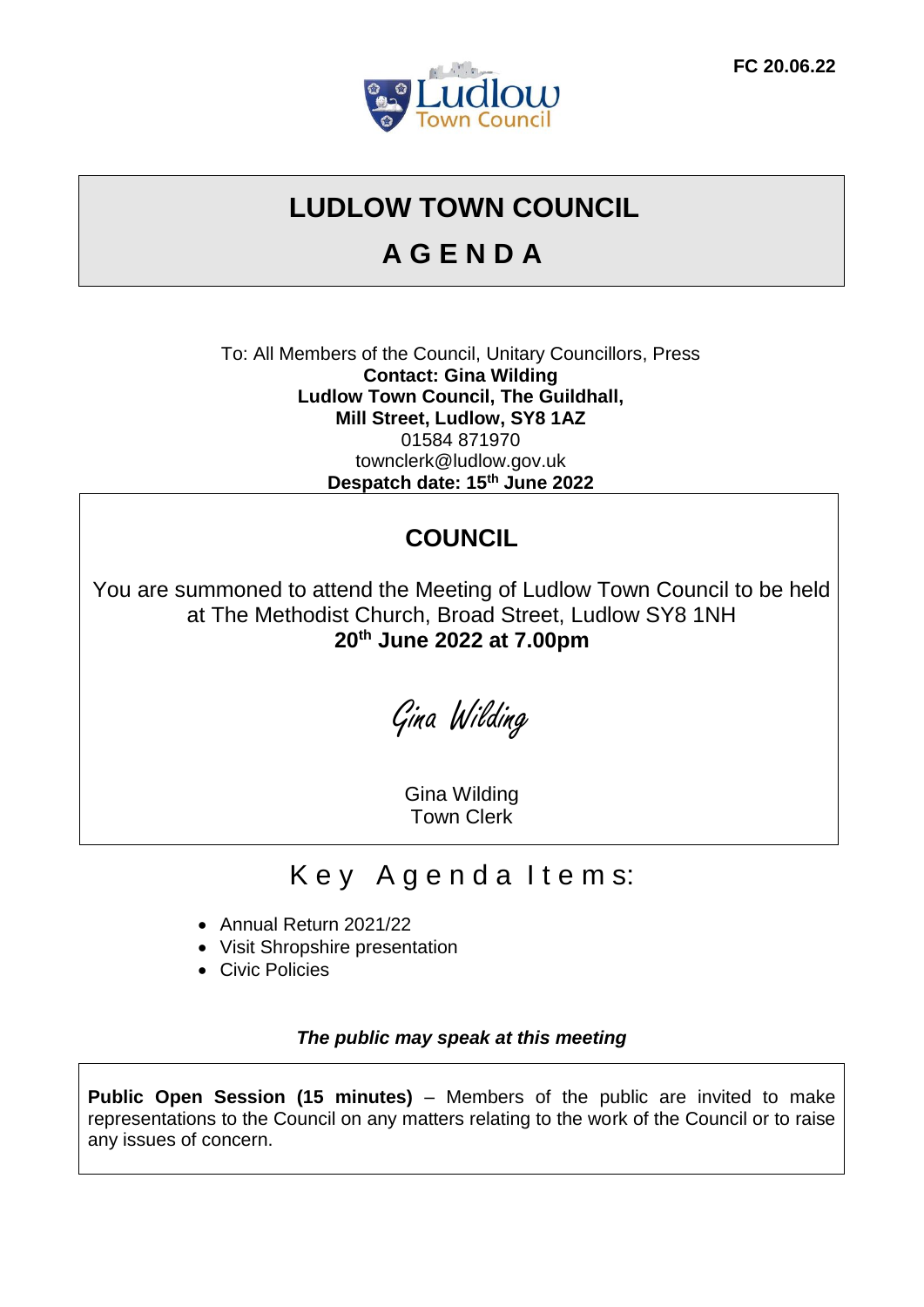FC 20.06.22

# LUDLOW TOWN COUNCIL

# A G E N D A

To: All Members of the Council, Unitary Councillors, Press
**Contact: Gina Wilding**
**Ludlow Town Council, The Guildhall,**
**Mill Street, Ludlow, SY8 1AZ**
01584 871970
townclerk@ludlow.gov.uk
**Despatch date: 15th June 2022**

## COUNCIL

You are summoned to attend the Meeting of Ludlow Town Council to be held at The Methodist Church, Broad Street, Ludlow SY8 1NH
**20th June 2022 at 7.00pm**

*Gina Wilding*

Gina Wilding
Town Clerk

## Key Agenda Items:

- Annual Return 2021/22
- Visit Shropshire presentation
- Civic Policies

***The public may speak at this meeting***

**Public Open Session (15 minutes)** – Members of the public are invited to make representations to the Council on any matters relating to the work of the Council or to raise any issues of concern.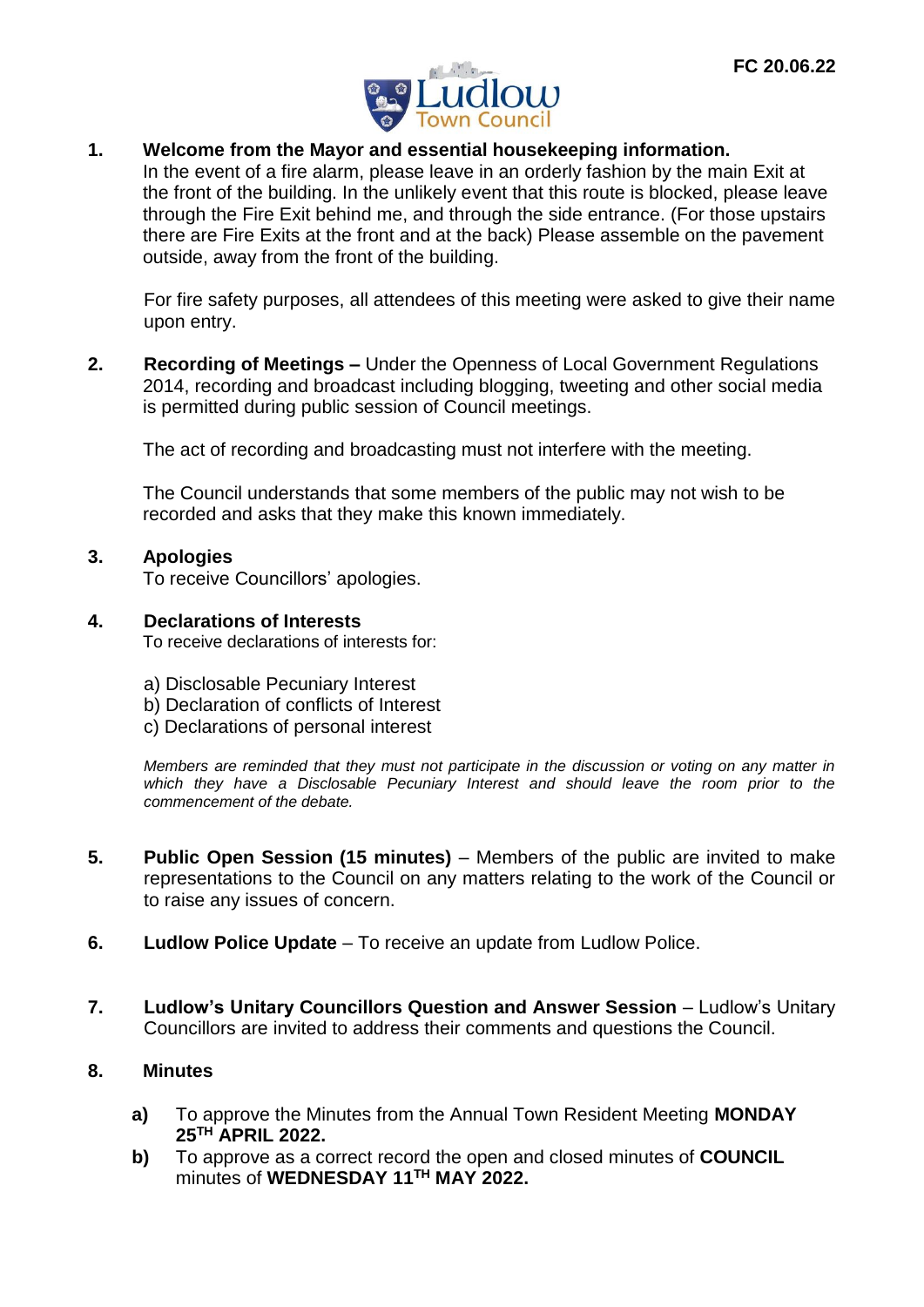FC 20.06.22

1. **Welcome from the Mayor and essential housekeeping information.**
   In the event of a fire alarm, please leave in an orderly fashion by the main Exit at the front of the building. In the unlikely event that this route is blocked, please leave through the Fire Exit behind me, and through the side entrance. (For those upstairs there are Fire Exits at the front and at the back) Please assemble on the pavement outside, away from the front of the building.

   For fire safety purposes, all attendees of this meeting were asked to give their name upon entry.

2. **Recording of Meetings –** Under the Openness of Local Government Regulations 2014, recording and broadcast including blogging, tweeting and other social media is permitted during public session of Council meetings.

   The act of recording and broadcasting must not interfere with the meeting.

   The Council understands that some members of the public may not wish to be recorded and asks that they make this known immediately.

3. **Apologies**
   To receive Councillors' apologies.

4. **Declarations of Interests**
   To receive declarations of interests for:

   a) Disclosable Pecuniary Interest
   b) Declaration of conflicts of Interest
   c) Declarations of personal interest

   *Members are reminded that they must not participate in the discussion or voting on any matter in which they have a Disclosable Pecuniary Interest and should leave the room prior to the commencement of the debate.*

5. **Public Open Session (15 minutes)** – Members of the public are invited to make representations to the Council on any matters relating to the work of the Council or to raise any issues of concern.

6. **Ludlow Police Update** – To receive an update from Ludlow Police.

7. **Ludlow's Unitary Councillors Question and Answer Session** – Ludlow's Unitary Councillors are invited to address their comments and questions the Council.

8. **Minutes**

   **a)** To approve the Minutes from the Annual Town Resident Meeting **MONDAY 25TH APRIL 2022.**

   **b)** To approve as a correct record the open and closed minutes of **COUNCIL** minutes of **WEDNESDAY 11TH MAY 2022.**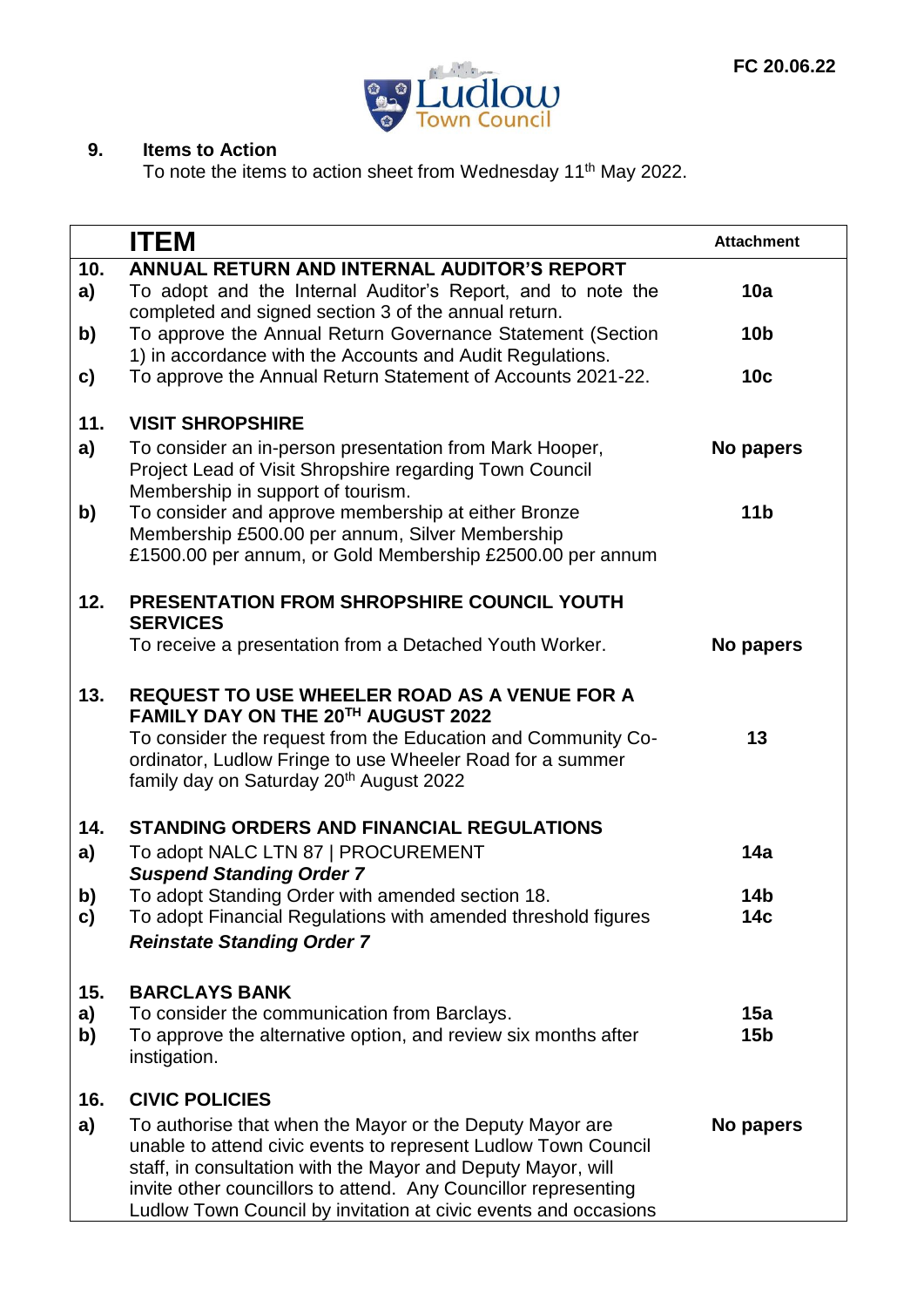FC 20.06.22

**9. Items to Action**

To note the items to action sheet from Wednesday 11th May 2022.

| | **ITEM** | **Attachment** |
|---|---|---|
| **10.** | **ANNUAL RETURN AND INTERNAL AUDITOR'S REPORT** | |
| **a)** | To adopt and the Internal Auditor's Report, and to note the completed and signed section 3 of the annual return. | **10a** |
| **b)** | To approve the Annual Return Governance Statement (Section 1) in accordance with the Accounts and Audit Regulations. | **10b** |
| **c)** | To approve the Annual Return Statement of Accounts 2021-22. | **10c** |
| **11.** | **VISIT SHROPSHIRE** | |
| **a)** | To consider an in-person presentation from Mark Hooper, Project Lead of Visit Shropshire regarding Town Council Membership in support of tourism. | **No papers** |
| **b)** | To consider and approve membership at either Bronze Membership £500.00 per annum, Silver Membership £1500.00 per annum, or Gold Membership £2500.00 per annum | **11b** |
| **12.** | **PRESENTATION FROM SHROPSHIRE COUNCIL YOUTH SERVICES** | |
| | To receive a presentation from a Detached Youth Worker. | **No papers** |
| **13.** | **REQUEST TO USE WHEELER ROAD AS A VENUE FOR A FAMILY DAY ON THE 20TH AUGUST 2022** | |
| | To consider the request from the Education and Community Co-ordinator, Ludlow Fringe to use Wheeler Road for a summer family day on Saturday 20th August 2022 | **13** |
| **14.** | **STANDING ORDERS AND FINANCIAL REGULATIONS** | |
| **a)** | To adopt NALC LTN 87 \| PROCUREMENT | **14a** |
| | ***Suspend Standing Order 7*** | |
| **b)** | To adopt Standing Order with amended section 18. | **14b** |
| **c)** | To adopt Financial Regulations with amended threshold figures | **14c** |
| | ***Reinstate Standing Order 7*** | |
| **15.** | **BARCLAYS BANK** | |
| **a)** | To consider the communication from Barclays. | **15a** |
| **b)** | To approve the alternative option, and review six months after instigation. | **15b** |
| **16.** | **CIVIC POLICIES** | |
| **a)** | To authorise that when the Mayor or the Deputy Mayor are unable to attend civic events to represent Ludlow Town Council staff, in consultation with the Mayor and Deputy Mayor, will invite other councillors to attend. Any Councillor representing Ludlow Town Council by invitation at civic events and occasions | **No papers** |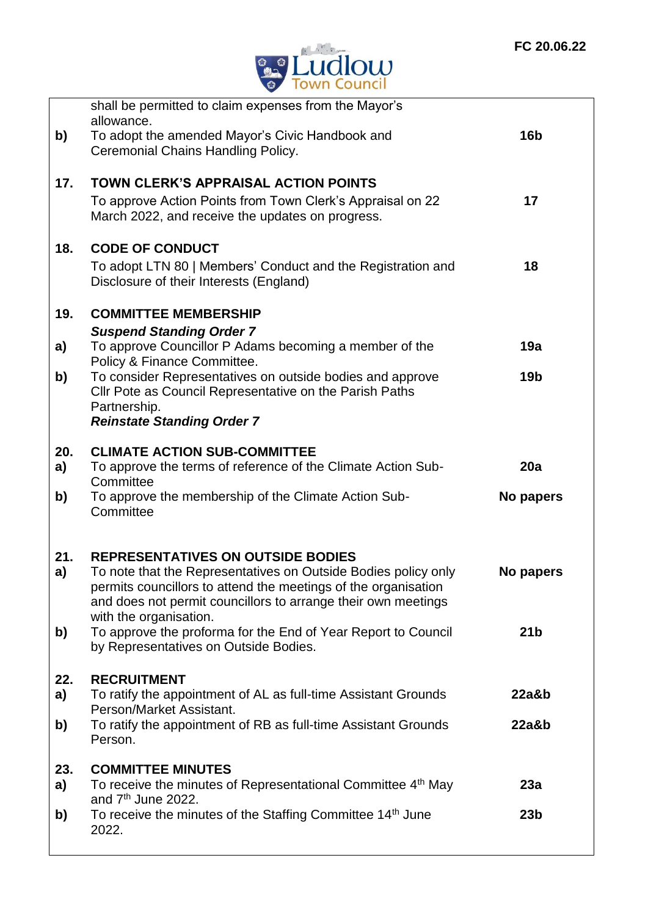| | | |
|---|---|---|
| | shall be permitted to claim expenses from the Mayor's allowance. | |
| **b)** | To adopt the amended Mayor's Civic Handbook and Ceremonial Chains Handling Policy. | **16b** |
| **17.** | **TOWN CLERK'S APPRAISAL ACTION POINTS** | |
| | To approve Action Points from Town Clerk's Appraisal on 22 March 2022, and receive the updates on progress. | **17** |
| **18.** | **CODE OF CONDUCT** | |
| | To adopt LTN 80 \| Members' Conduct and the Registration and Disclosure of their Interests (England) | **18** |
| **19.** | **COMMITTEE MEMBERSHIP** | |
| | ***Suspend Standing Order 7*** | |
| **a)** | To approve Councillor P Adams becoming a member of the Policy & Finance Committee. | **19a** |
| **b)** | To consider Representatives on outside bodies and approve Cllr Pote as Council Representative on the Parish Paths Partnership. | **19b** |
| | ***Reinstate Standing Order 7*** | |
| **20.** | **CLIMATE ACTION SUB-COMMITTEE** | |
| **a)** | To approve the terms of reference of the Climate Action Sub-Committee | **20a** |
| **b)** | To approve the membership of the Climate Action Sub-Committee | **No papers** |
| **21.** | **REPRESENTATIVES ON OUTSIDE BODIES** | |
| **a)** | To note that the Representatives on Outside Bodies policy only permits councillors to attend the meetings of the organisation and does not permit councillors to arrange their own meetings with the organisation. | **No papers** |
| **b)** | To approve the proforma for the End of Year Report to Council by Representatives on Outside Bodies. | **21b** |
| **22.** | **RECRUITMENT** | |
| **a)** | To ratify the appointment of AL as full-time Assistant Grounds Person/Market Assistant. | **22a&b** |
| **b)** | To ratify the appointment of RB as full-time Assistant Grounds Person. | **22a&b** |
| **23.** | **COMMITTEE MINUTES** | |
| **a)** | To receive the minutes of Representational Committee 4th May and 7th June 2022. | **23a** |
| **b)** | To receive the minutes of the Staffing Committee 14th June 2022. | **23b** |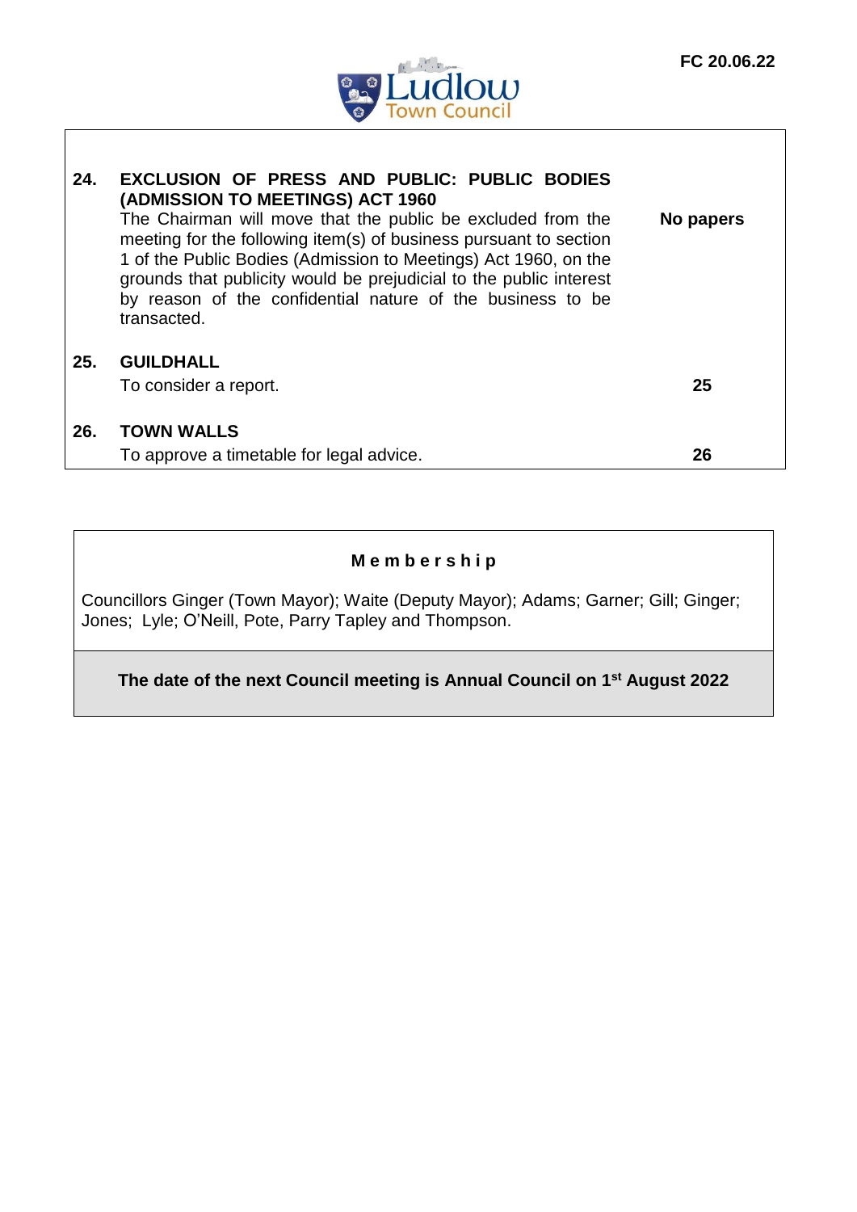| | | |
|---|---|---|
| **24.** | **EXCLUSION OF PRESS AND PUBLIC: PUBLIC BODIES (ADMISSION TO MEETINGS) ACT 1960**<br>The Chairman will move that the public be excluded from the meeting for the following item(s) of business pursuant to section 1 of the Public Bodies (Admission to Meetings) Act 1960, on the grounds that publicity would be prejudicial to the public interest by reason of the confidential nature of the business to be transacted. | **No papers** |
| **25.** | **GUILDHALL**<br>To consider a report. | **25** |
| **26.** | **TOWN WALLS**<br>To approve a timetable for legal advice. | **26** |

**M e m b e r s h i p**

Councillors Ginger (Town Mayor); Waite (Deputy Mayor); Adams; Garner; Gill; Ginger; Jones; Lyle; O'Neill, Pote, Parry Tapley and Thompson.

**The date of the next Council meeting is Annual Council on 1st August 2022**